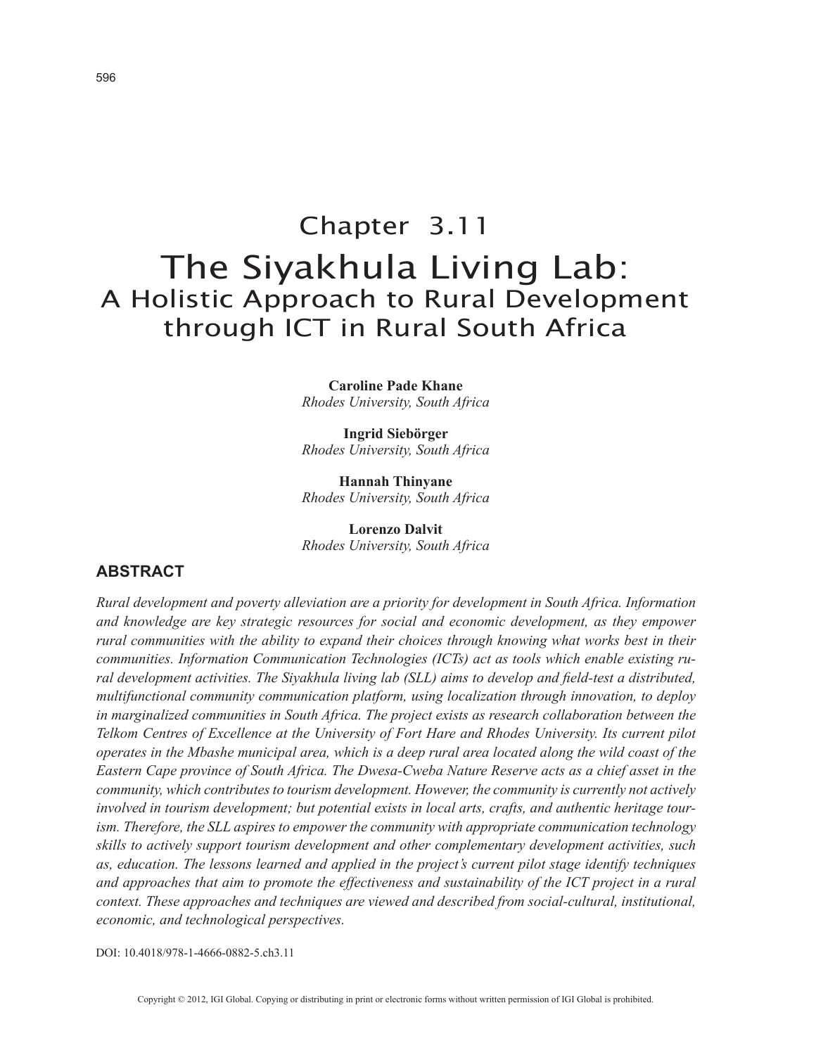# Chapter 3.11

# The Siyakhula Living Lab:
## A Holistic Approach to Rural Development through ICT in Rural South Africa

**Caroline Pade Khane**
*Rhodes University, South Africa*

**Ingrid Siebörger**
*Rhodes University, South Africa*

**Hannah Thinyane**
*Rhodes University, South Africa*

**Lorenzo Dalvit**
*Rhodes University, South Africa*

## ABSTRACT

*Rural development and poverty alleviation are a priority for development in South Africa. Information and knowledge are key strategic resources for social and economic development, as they empower rural communities with the ability to expand their choices through knowing what works best in their communities. Information Communication Technologies (ICTs) act as tools which enable existing rural development activities. The Siyakhula living lab (SLL) aims to develop and field-test a distributed, multifunctional community communication platform, using localization through innovation, to deploy in marginalized communities in South Africa. The project exists as research collaboration between the Telkom Centres of Excellence at the University of Fort Hare and Rhodes University. Its current pilot operates in the Mbashe municipal area, which is a deep rural area located along the wild coast of the Eastern Cape province of South Africa. The Dwesa-Cweba Nature Reserve acts as a chief asset in the community, which contributes to tourism development. However, the community is currently not actively involved in tourism development; but potential exists in local arts, crafts, and authentic heritage tourism. Therefore, the SLL aspires to empower the community with appropriate communication technology skills to actively support tourism development and other complementary development activities, such as, education. The lessons learned and applied in the project's current pilot stage identify techniques and approaches that aim to promote the effectiveness and sustainability of the ICT project in a rural context. These approaches and techniques are viewed and described from social-cultural, institutional, economic, and technological perspectives.*

DOI: 10.4018/978-1-4666-0882-5.ch3.11

Copyright © 2012, IGI Global. Copying or distributing in print or electronic forms without written permission of IGI Global is prohibited.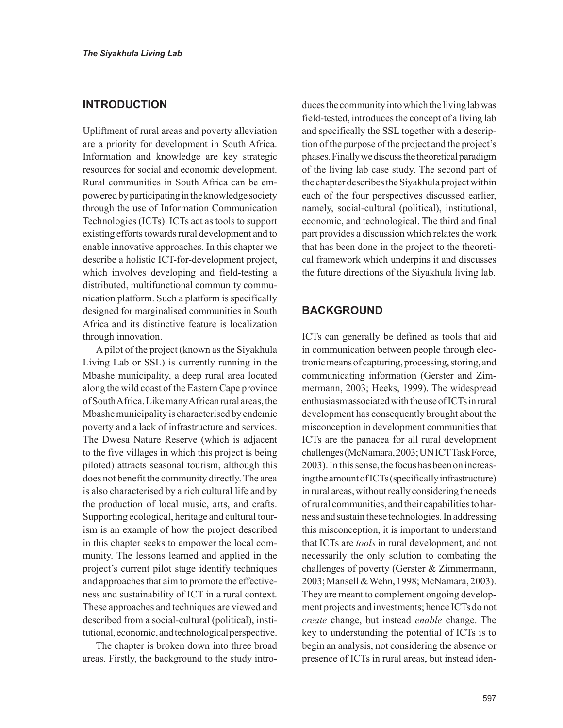## INTRODUCTION

Upliftment of rural areas and poverty alleviation are a priority for development in South Africa. Information and knowledge are key strategic resources for social and economic development. Rural communities in South Africa can be empowered by participating in the knowledge society through the use of Information Communication Technologies (ICTs). ICTs act as tools to support existing efforts towards rural development and to enable innovative approaches. In this chapter we describe a holistic ICT-for-development project, which involves developing and field-testing a distributed, multifunctional community communication platform. Such a platform is specifically designed for marginalised communities in South Africa and its distinctive feature is localization through innovation.

A pilot of the project (known as the Siyakhula Living Lab or SSL) is currently running in the Mbashe municipality, a deep rural area located along the wild coast of the Eastern Cape province of South Africa. Like many African rural areas, the Mbashe municipality is characterised by endemic poverty and a lack of infrastructure and services. The Dwesa Nature Reserve (which is adjacent to the five villages in which this project is being piloted) attracts seasonal tourism, although this does not benefit the community directly. The area is also characterised by a rich cultural life and by the production of local music, arts, and crafts. Supporting ecological, heritage and cultural tourism is an example of how the project described in this chapter seeks to empower the local community. The lessons learned and applied in the project's current pilot stage identify techniques and approaches that aim to promote the effectiveness and sustainability of ICT in a rural context. These approaches and techniques are viewed and described from a social-cultural (political), institutional, economic, and technological perspective.

The chapter is broken down into three broad areas. Firstly, the background to the study introduces the community into which the living lab was field-tested, introduces the concept of a living lab and specifically the SSL together with a description of the purpose of the project and the project's phases. Finally we discuss the theoretical paradigm of the living lab case study. The second part of the chapter describes the Siyakhula project within each of the four perspectives discussed earlier, namely, social-cultural (political), institutional, economic, and technological. The third and final part provides a discussion which relates the work that has been done in the project to the theoretical framework which underpins it and discusses the future directions of the Siyakhula living lab.

## BACKGROUND

ICTs can generally be defined as tools that aid in communication between people through electronic means of capturing, processing, storing, and communicating information (Gerster and Zimmermann, 2003; Heeks, 1999). The widespread enthusiasm associated with the use of ICTs in rural development has consequently brought about the misconception in development communities that ICTs are the panacea for all rural development challenges (McNamara, 2003; UN ICT Task Force, 2003). In this sense, the focus has been on increasing the amount of ICTs (specifically infrastructure) in rural areas, without really considering the needs of rural communities, and their capabilities to harness and sustain these technologies. In addressing this misconception, it is important to understand that ICTs are *tools* in rural development, and not necessarily the only solution to combating the challenges of poverty (Gerster & Zimmermann, 2003; Mansell & Wehn, 1998; McNamara, 2003). They are meant to complement ongoing development projects and investments; hence ICTs do not *create* change, but instead *enable* change. The key to understanding the potential of ICTs is to begin an analysis, not considering the absence or presence of ICTs in rural areas, but instead iden-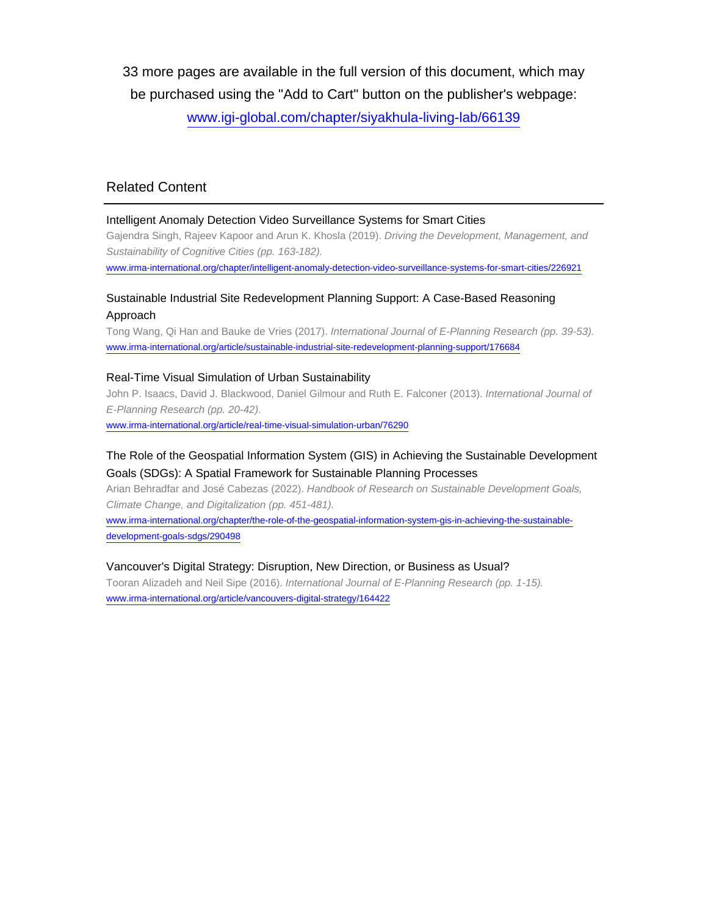33 more pages are available in the full version of this document, which may be purchased using the "Add to Cart" button on the publisher's webpage: www.igi-global.com/chapter/siyakhula-living-lab/66139

## Related Content

### Intelligent Anomaly Detection Video Surveillance Systems for Smart Cities

Gajendra Singh, Rajeev Kapoor and Arun K. Khosla (2019). *Driving the Development, Management, and Sustainability of Cognitive Cities (pp. 163-182).*

www.irma-international.org/chapter/intelligent-anomaly-detection-video-surveillance-systems-for-smart-cities/226921

### Sustainable Industrial Site Redevelopment Planning Support: A Case-Based Reasoning Approach

Tong Wang, Qi Han and Bauke de Vries (2017). *International Journal of E-Planning Research (pp. 39-53).*

www.irma-international.org/article/sustainable-industrial-site-redevelopment-planning-support/176684

### Real-Time Visual Simulation of Urban Sustainability

John P. Isaacs, David J. Blackwood, Daniel Gilmour and Ruth E. Falconer (2013). *International Journal of E-Planning Research (pp. 20-42).*

www.irma-international.org/article/real-time-visual-simulation-urban/76290

### The Role of the Geospatial Information System (GIS) in Achieving the Sustainable Development Goals (SDGs): A Spatial Framework for Sustainable Planning Processes

Arian Behradfar and José Cabezas (2022). *Handbook of Research on Sustainable Development Goals, Climate Change, and Digitalization (pp. 451-481).*

www.irma-international.org/chapter/the-role-of-the-geospatial-information-system-gis-in-achieving-the-sustainable-development-goals-sdgs/290498

### Vancouver's Digital Strategy: Disruption, New Direction, or Business as Usual?

Tooran Alizadeh and Neil Sipe (2016). *International Journal of E-Planning Research (pp. 1-15).*

www.irma-international.org/article/vancouvers-digital-strategy/164422